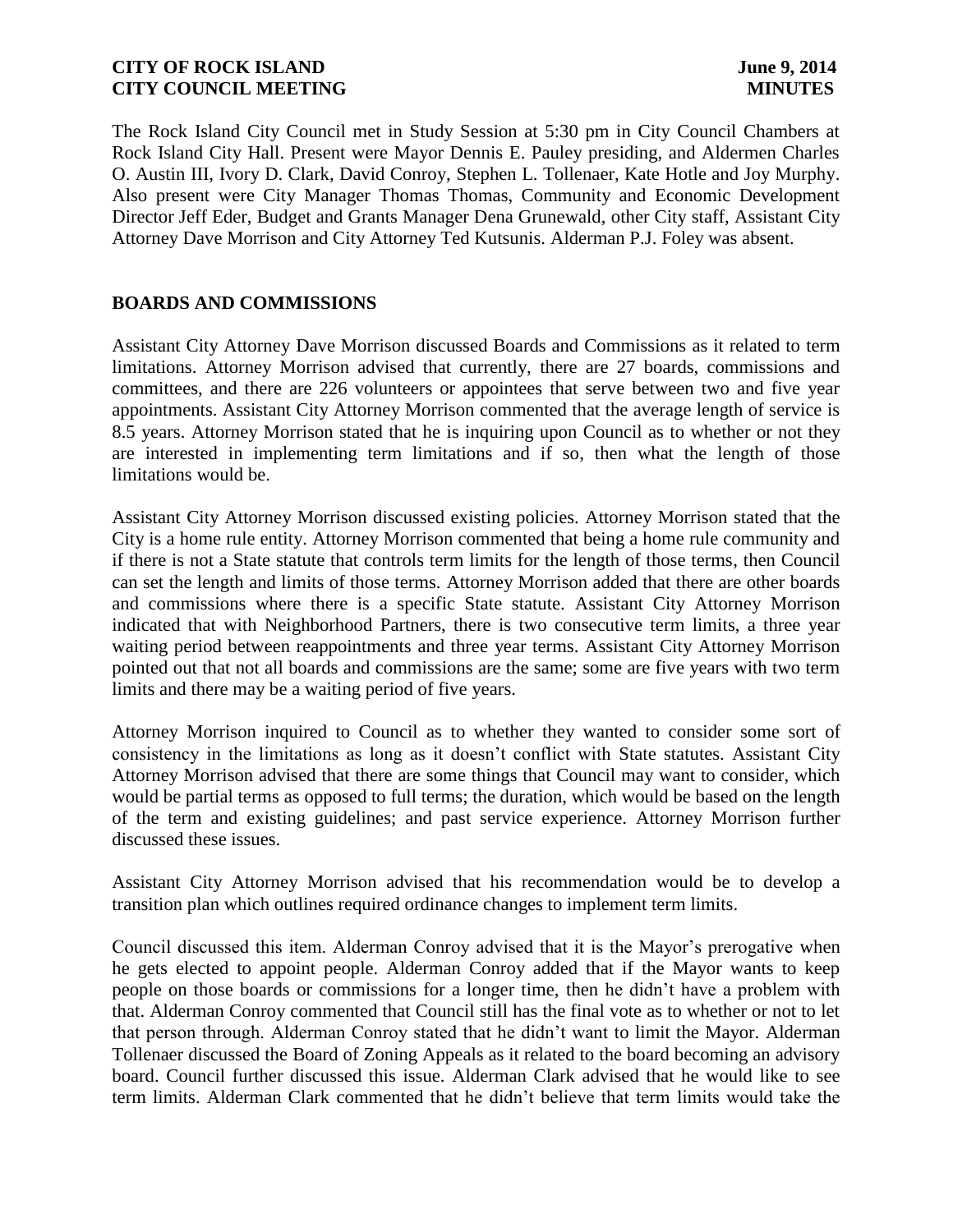The Rock Island City Council met in Study Session at 5:30 pm in City Council Chambers at Rock Island City Hall. Present were Mayor Dennis E. Pauley presiding, and Aldermen Charles O. Austin III, Ivory D. Clark, David Conroy, Stephen L. Tollenaer, Kate Hotle and Joy Murphy. Also present were City Manager Thomas Thomas, Community and Economic Development Director Jeff Eder, Budget and Grants Manager Dena Grunewald, other City staff, Assistant City Attorney Dave Morrison and City Attorney Ted Kutsunis. Alderman P.J. Foley was absent.

## BOARDS AND COMMISSIONS

Assistant City Attorney Dave Morrison discussed Boards and Commissions as it related to term limitations. Attorney Morrison advised that currently, there are 27 boards, commissions and committees, and there are 226 volunteers or appointees that serve between two and five year appointments. Assistant City Attorney Morrison commented that the average length of service is 8.5 years. Attorney Morrison stated that he is inquiring upon Council as to whether or not they are interested in implementing term limitations and if so, then what the length of those limitations would be.

Assistant City Attorney Morrison discussed existing policies. Attorney Morrison stated that the City is a home rule entity. Attorney Morrison commented that being a home rule community and if there is not a State statute that controls term limits for the length of those terms, then Council can set the length and limits of those terms. Attorney Morrison added that there are other boards and commissions where there is a specific State statute. Assistant City Attorney Morrison indicated that with Neighborhood Partners, there is two consecutive term limits, a three year waiting period between reappointments and three year terms. Assistant City Attorney Morrison pointed out that not all boards and commissions are the same; some are five years with two term limits and there may be a waiting period of five years.

Attorney Morrison inquired to Council as to whether they wanted to consider some sort of consistency in the limitations as long as it doesn't conflict with State statutes. Assistant City Attorney Morrison advised that there are some things that Council may want to consider, which would be partial terms as opposed to full terms; the duration, which would be based on the length of the term and existing guidelines; and past service experience. Attorney Morrison further discussed these issues.

Assistant City Attorney Morrison advised that his recommendation would be to develop a transition plan which outlines required ordinance changes to implement term limits.

Council discussed this item. Alderman Conroy advised that it is the Mayor's prerogative when he gets elected to appoint people. Alderman Conroy added that if the Mayor wants to keep people on those boards or commissions for a longer time, then he didn't have a problem with that. Alderman Conroy commented that Council still has the final vote as to whether or not to let that person through. Alderman Conroy stated that he didn't want to limit the Mayor. Alderman Tollenaer discussed the Board of Zoning Appeals as it related to the board becoming an advisory board. Council further discussed this issue. Alderman Clark advised that he would like to see term limits. Alderman Clark commented that he didn't believe that term limits would take the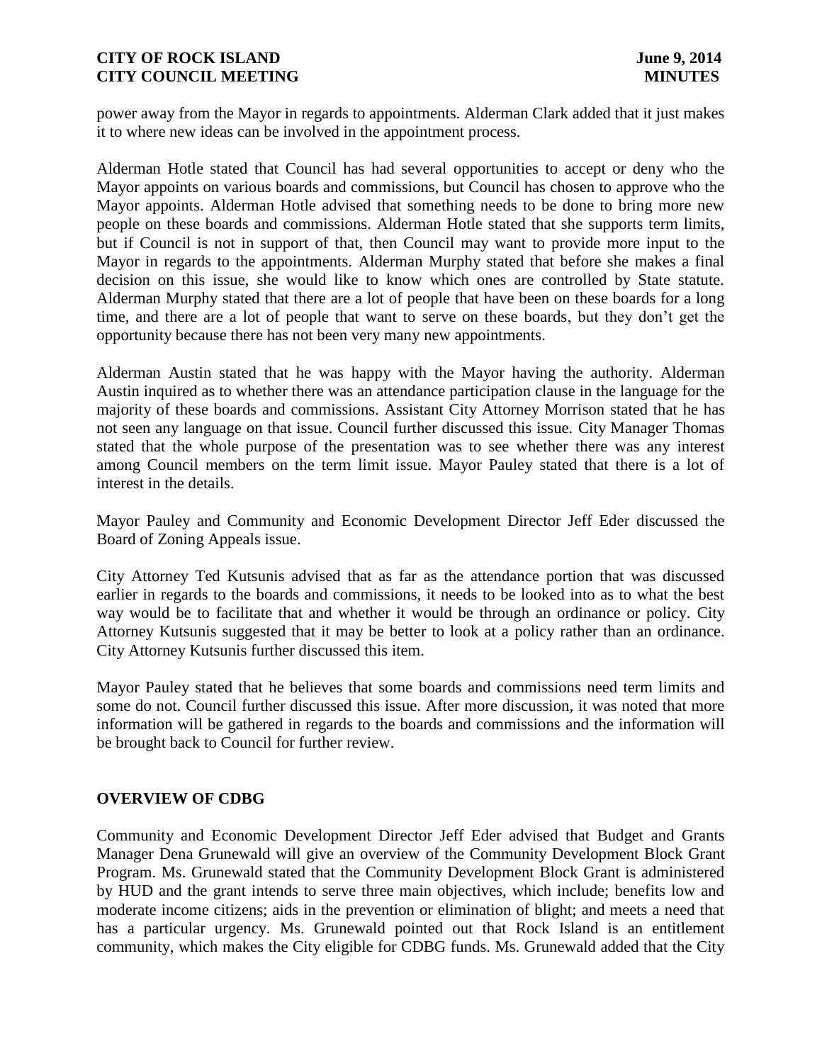power away from the Mayor in regards to appointments. Alderman Clark added that it just makes it to where new ideas can be involved in the appointment process.

Alderman Hotle stated that Council has had several opportunities to accept or deny who the Mayor appoints on various boards and commissions, but Council has chosen to approve who the Mayor appoints. Alderman Hotle advised that something needs to be done to bring more new people on these boards and commissions. Alderman Hotle stated that she supports term limits, but if Council is not in support of that, then Council may want to provide more input to the Mayor in regards to the appointments. Alderman Murphy stated that before she makes a final decision on this issue, she would like to know which ones are controlled by State statute. Alderman Murphy stated that there are a lot of people that have been on these boards for a long time, and there are a lot of people that want to serve on these boards, but they don't get the opportunity because there has not been very many new appointments.

Alderman Austin stated that he was happy with the Mayor having the authority. Alderman Austin inquired as to whether there was an attendance participation clause in the language for the majority of these boards and commissions. Assistant City Attorney Morrison stated that he has not seen any language on that issue. Council further discussed this issue. City Manager Thomas stated that the whole purpose of the presentation was to see whether there was any interest among Council members on the term limit issue. Mayor Pauley stated that there is a lot of interest in the details.

Mayor Pauley and Community and Economic Development Director Jeff Eder discussed the Board of Zoning Appeals issue.

City Attorney Ted Kutsunis advised that as far as the attendance portion that was discussed earlier in regards to the boards and commissions, it needs to be looked into as to what the best way would be to facilitate that and whether it would be through an ordinance or policy. City Attorney Kutsunis suggested that it may be better to look at a policy rather than an ordinance. City Attorney Kutsunis further discussed this item.

Mayor Pauley stated that he believes that some boards and commissions need term limits and some do not. Council further discussed this issue. After more discussion, it was noted that more information will be gathered in regards to the boards and commissions and the information will be brought back to Council for further review.

**OVERVIEW OF CDBG**

Community and Economic Development Director Jeff Eder advised that Budget and Grants Manager Dena Grunewald will give an overview of the Community Development Block Grant Program. Ms. Grunewald stated that the Community Development Block Grant is administered by HUD and the grant intends to serve three main objectives, which include; benefits low and moderate income citizens; aids in the prevention or elimination of blight; and meets a need that has a particular urgency. Ms. Grunewald pointed out that Rock Island is an entitlement community, which makes the City eligible for CDBG funds. Ms. Grunewald added that the City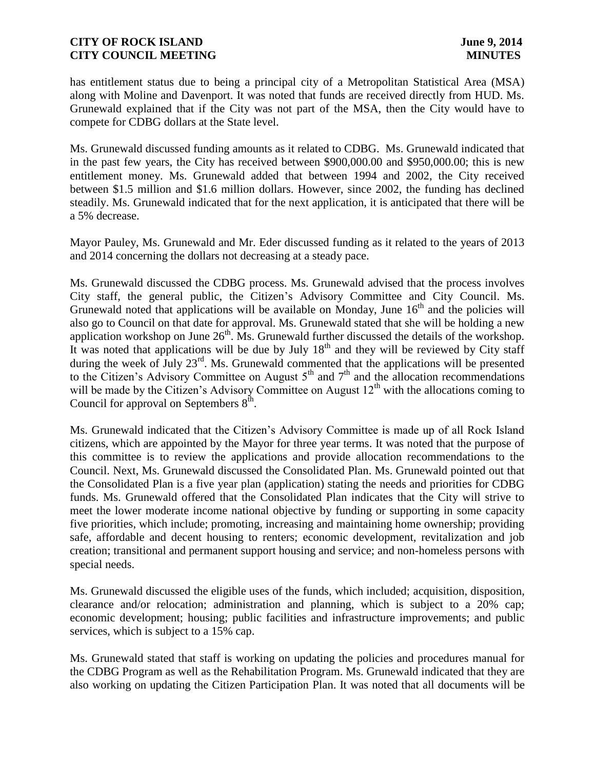has entitlement status due to being a principal city of a Metropolitan Statistical Area (MSA) along with Moline and Davenport. It was noted that funds are received directly from HUD. Ms. Grunewald explained that if the City was not part of the MSA, then the City would have to compete for CDBG dollars at the State level.

Ms. Grunewald discussed funding amounts as it related to CDBG. Ms. Grunewald indicated that in the past few years, the City has received between $900,000.00 and $950,000.00; this is new entitlement money. Ms. Grunewald added that between 1994 and 2002, the City received between $1.5 million and $1.6 million dollars. However, since 2002, the funding has declined steadily. Ms. Grunewald indicated that for the next application, it is anticipated that there will be a 5% decrease.

Mayor Pauley, Ms. Grunewald and Mr. Eder discussed funding as it related to the years of 2013 and 2014 concerning the dollars not decreasing at a steady pace.

Ms. Grunewald discussed the CDBG process. Ms. Grunewald advised that the process involves City staff, the general public, the Citizen's Advisory Committee and City Council. Ms. Grunewald noted that applications will be available on Monday, June 16th and the policies will also go to Council on that date for approval. Ms. Grunewald stated that she will be holding a new application workshop on June 26th. Ms. Grunewald further discussed the details of the workshop. It was noted that applications will be due by July 18th and they will be reviewed by City staff during the week of July 23rd. Ms. Grunewald commented that the applications will be presented to the Citizen's Advisory Committee on August 5th and 7th and the allocation recommendations will be made by the Citizen's Advisory Committee on August 12th with the allocations coming to Council for approval on Septembers 8th.

Ms. Grunewald indicated that the Citizen's Advisory Committee is made up of all Rock Island citizens, which are appointed by the Mayor for three year terms. It was noted that the purpose of this committee is to review the applications and provide allocation recommendations to the Council. Next, Ms. Grunewald discussed the Consolidated Plan. Ms. Grunewald pointed out that the Consolidated Plan is a five year plan (application) stating the needs and priorities for CDBG funds. Ms. Grunewald offered that the Consolidated Plan indicates that the City will strive to meet the lower moderate income national objective by funding or supporting in some capacity five priorities, which include; promoting, increasing and maintaining home ownership; providing safe, affordable and decent housing to renters; economic development, revitalization and job creation; transitional and permanent support housing and service; and non-homeless persons with special needs.

Ms. Grunewald discussed the eligible uses of the funds, which included; acquisition, disposition, clearance and/or relocation; administration and planning, which is subject to a 20% cap; economic development; housing; public facilities and infrastructure improvements; and public services, which is subject to a 15% cap.

Ms. Grunewald stated that staff is working on updating the policies and procedures manual for the CDBG Program as well as the Rehabilitation Program. Ms. Grunewald indicated that they are also working on updating the Citizen Participation Plan. It was noted that all documents will be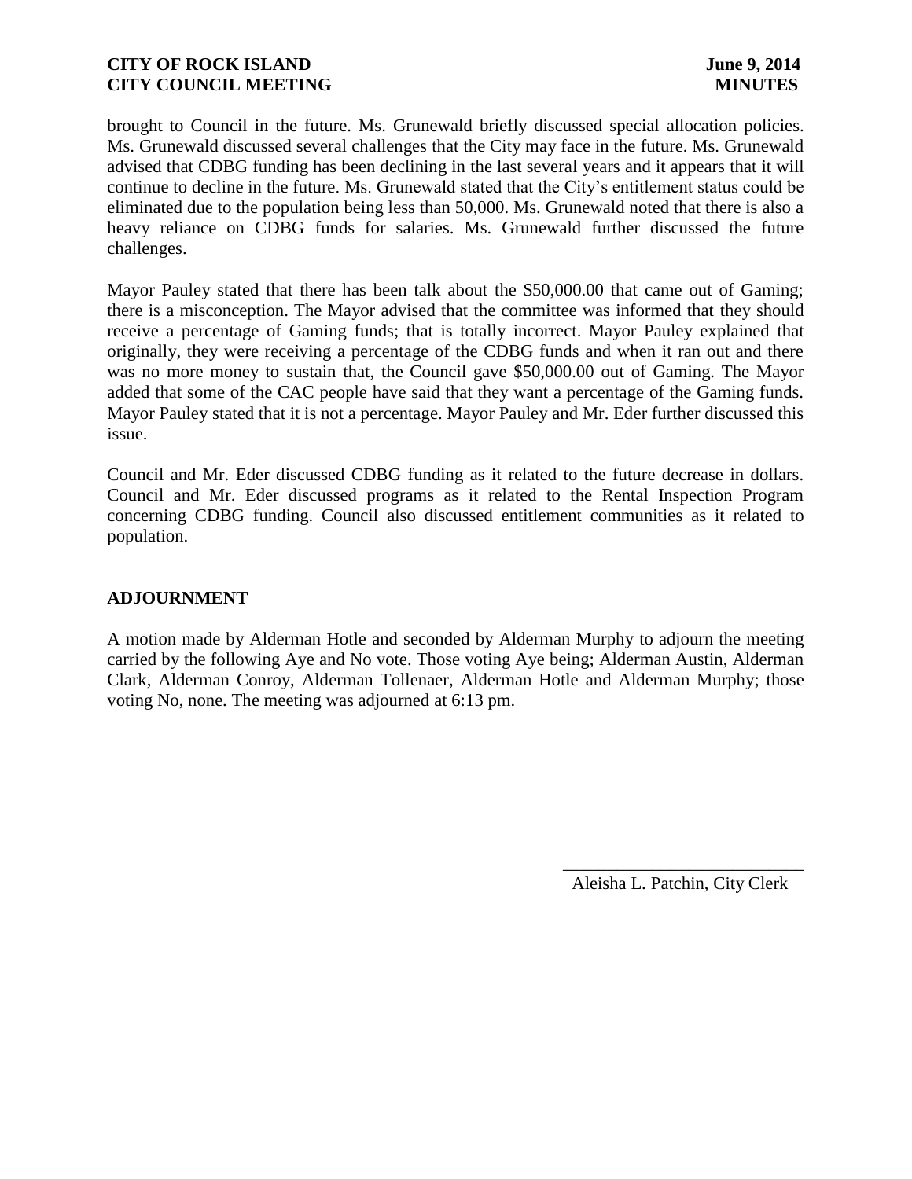brought to Council in the future. Ms. Grunewald briefly discussed special allocation policies. Ms. Grunewald discussed several challenges that the City may face in the future. Ms. Grunewald advised that CDBG funding has been declining in the last several years and it appears that it will continue to decline in the future. Ms. Grunewald stated that the City's entitlement status could be eliminated due to the population being less than 50,000. Ms. Grunewald noted that there is also a heavy reliance on CDBG funds for salaries. Ms. Grunewald further discussed the future challenges.

Mayor Pauley stated that there has been talk about the $50,000.00 that came out of Gaming; there is a misconception. The Mayor advised that the committee was informed that they should receive a percentage of Gaming funds; that is totally incorrect. Mayor Pauley explained that originally, they were receiving a percentage of the CDBG funds and when it ran out and there was no more money to sustain that, the Council gave $50,000.00 out of Gaming. The Mayor added that some of the CAC people have said that they want a percentage of the Gaming funds. Mayor Pauley stated that it is not a percentage. Mayor Pauley and Mr. Eder further discussed this issue.

Council and Mr. Eder discussed CDBG funding as it related to the future decrease in dollars. Council and Mr. Eder discussed programs as it related to the Rental Inspection Program concerning CDBG funding. Council also discussed entitlement communities as it related to population.

## ADJOURNMENT

A motion made by Alderman Hotle and seconded by Alderman Murphy to adjourn the meeting carried by the following Aye and No vote. Those voting Aye being; Alderman Austin, Alderman Clark, Alderman Conroy, Alderman Tollenaer, Alderman Hotle and Alderman Murphy; those voting No, none. The meeting was adjourned at 6:13 pm.

\_\_\_\_\_\_\_\_\_\_\_\_\_\_\_\_\_\_\_\_\_\_\_\_\_\_\_\_

Aleisha L. Patchin, City Clerk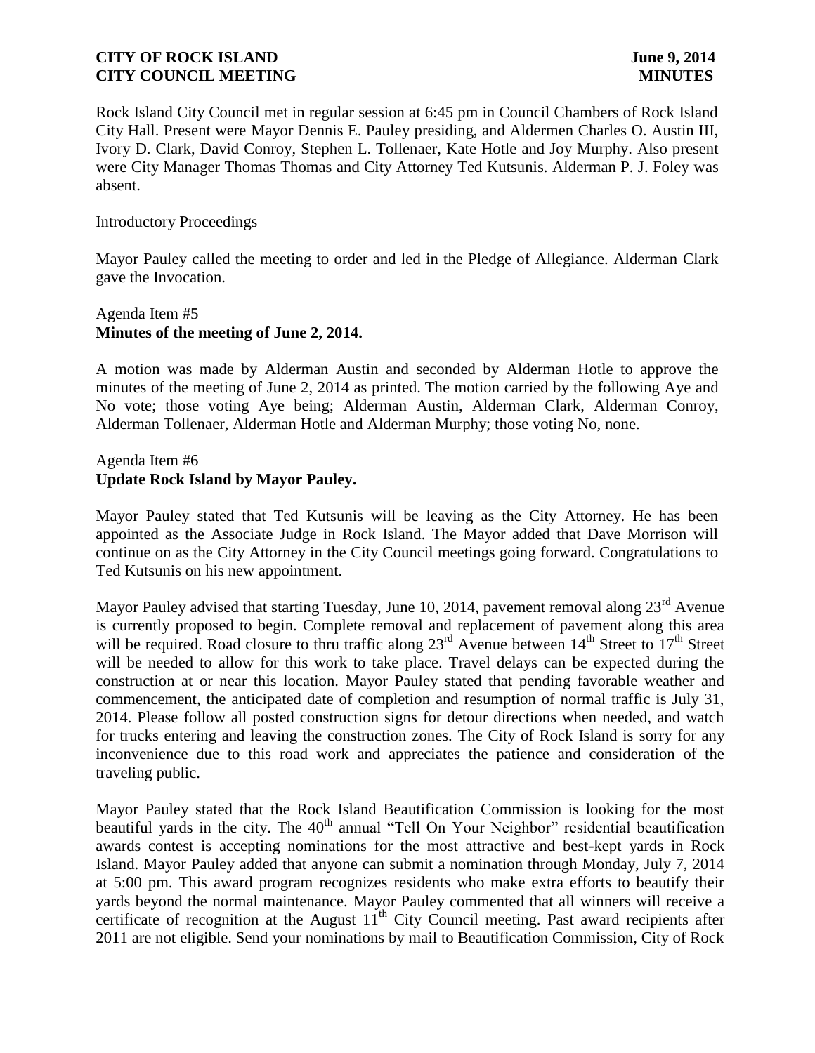Rock Island City Council met in regular session at 6:45 pm in Council Chambers of Rock Island City Hall. Present were Mayor Dennis E. Pauley presiding, and Aldermen Charles O. Austin III, Ivory D. Clark, David Conroy, Stephen L. Tollenaer, Kate Hotle and Joy Murphy. Also present were City Manager Thomas Thomas and City Attorney Ted Kutsunis. Alderman P. J. Foley was absent.

Introductory Proceedings

Mayor Pauley called the meeting to order and led in the Pledge of Allegiance. Alderman Clark gave the Invocation.

Agenda Item #5
**Minutes of the meeting of June 2, 2014.**

A motion was made by Alderman Austin and seconded by Alderman Hotle to approve the minutes of the meeting of June 2, 2014 as printed. The motion carried by the following Aye and No vote; those voting Aye being; Alderman Austin, Alderman Clark, Alderman Conroy, Alderman Tollenaer, Alderman Hotle and Alderman Murphy; those voting No, none.

Agenda Item #6
**Update Rock Island by Mayor Pauley.**

Mayor Pauley stated that Ted Kutsunis will be leaving as the City Attorney. He has been appointed as the Associate Judge in Rock Island. The Mayor added that Dave Morrison will continue on as the City Attorney in the City Council meetings going forward. Congratulations to Ted Kutsunis on his new appointment.

Mayor Pauley advised that starting Tuesday, June 10, 2014, pavement removal along 23rd Avenue is currently proposed to begin. Complete removal and replacement of pavement along this area will be required. Road closure to thru traffic along 23rd Avenue between 14th Street to 17th Street will be needed to allow for this work to take place. Travel delays can be expected during the construction at or near this location. Mayor Pauley stated that pending favorable weather and commencement, the anticipated date of completion and resumption of normal traffic is July 31, 2014. Please follow all posted construction signs for detour directions when needed, and watch for trucks entering and leaving the construction zones. The City of Rock Island is sorry for any inconvenience due to this road work and appreciates the patience and consideration of the traveling public.

Mayor Pauley stated that the Rock Island Beautification Commission is looking for the most beautiful yards in the city. The 40th annual "Tell On Your Neighbor" residential beautification awards contest is accepting nominations for the most attractive and best-kept yards in Rock Island. Mayor Pauley added that anyone can submit a nomination through Monday, July 7, 2014 at 5:00 pm. This award program recognizes residents who make extra efforts to beautify their yards beyond the normal maintenance. Mayor Pauley commented that all winners will receive a certificate of recognition at the August 11th City Council meeting. Past award recipients after 2011 are not eligible. Send your nominations by mail to Beautification Commission, City of Rock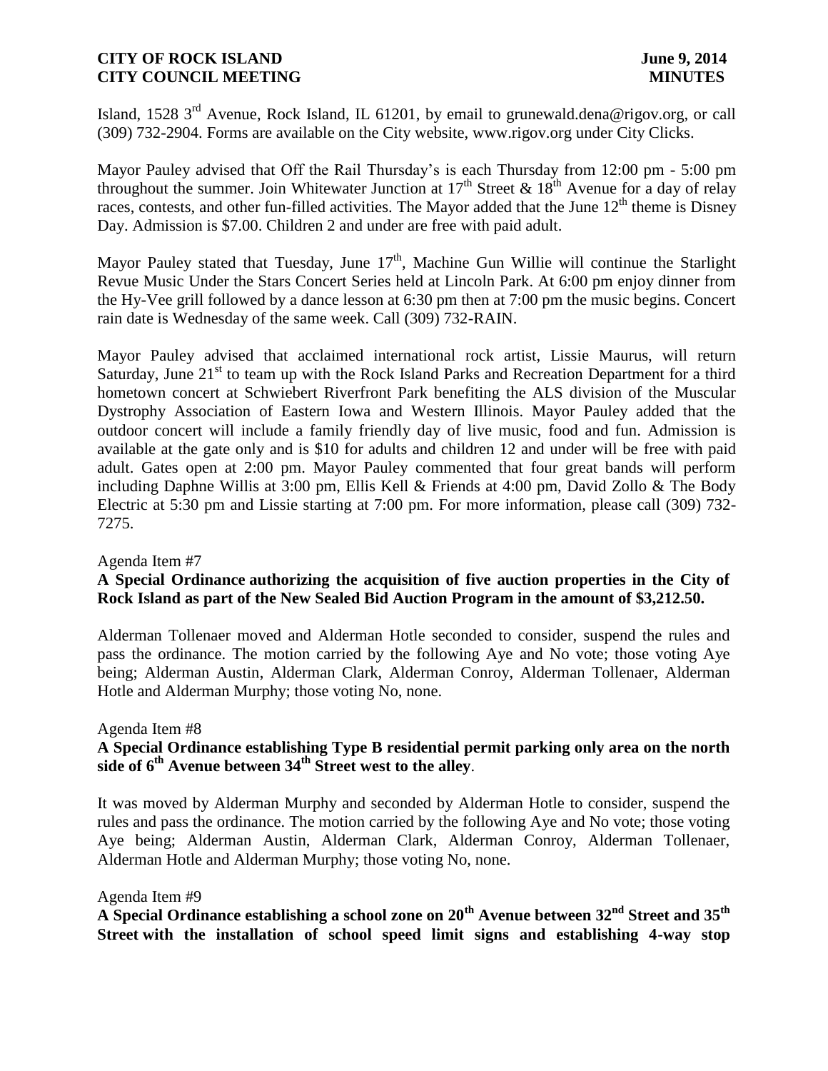Island, 1528 3rd Avenue, Rock Island, IL 61201, by email to grunewald.dena@rigov.org, or call (309) 732-2904. Forms are available on the City website, www.rigov.org under City Clicks.

Mayor Pauley advised that Off the Rail Thursday's is each Thursday from 12:00 pm - 5:00 pm throughout the summer. Join Whitewater Junction at 17th Street & 18th Avenue for a day of relay races, contests, and other fun-filled activities. The Mayor added that the June 12th theme is Disney Day. Admission is $7.00. Children 2 and under are free with paid adult.

Mayor Pauley stated that Tuesday, June 17th, Machine Gun Willie will continue the Starlight Revue Music Under the Stars Concert Series held at Lincoln Park. At 6:00 pm enjoy dinner from the Hy-Vee grill followed by a dance lesson at 6:30 pm then at 7:00 pm the music begins. Concert rain date is Wednesday of the same week. Call (309) 732-RAIN.

Mayor Pauley advised that acclaimed international rock artist, Lissie Maurus, will return Saturday, June 21st to team up with the Rock Island Parks and Recreation Department for a third hometown concert at Schwiebert Riverfront Park benefiting the ALS division of the Muscular Dystrophy Association of Eastern Iowa and Western Illinois. Mayor Pauley added that the outdoor concert will include a family friendly day of live music, food and fun. Admission is available at the gate only and is $10 for adults and children 12 and under will be free with paid adult. Gates open at 2:00 pm. Mayor Pauley commented that four great bands will perform including Daphne Willis at 3:00 pm, Ellis Kell & Friends at 4:00 pm, David Zollo & The Body Electric at 5:30 pm and Lissie starting at 7:00 pm. For more information, please call (309) 732-7275.

Agenda Item #7

**A Special Ordinance authorizing the acquisition of five auction properties in the City of Rock Island as part of the New Sealed Bid Auction Program in the amount of $3,212.50.**

Alderman Tollenaer moved and Alderman Hotle seconded to consider, suspend the rules and pass the ordinance. The motion carried by the following Aye and No vote; those voting Aye being; Alderman Austin, Alderman Clark, Alderman Conroy, Alderman Tollenaer, Alderman Hotle and Alderman Murphy; those voting No, none.

Agenda Item #8

**A Special Ordinance establishing Type B residential permit parking only area on the north side of 6th Avenue between 34th Street west to the alley**.

It was moved by Alderman Murphy and seconded by Alderman Hotle to consider, suspend the rules and pass the ordinance. The motion carried by the following Aye and No vote; those voting Aye being; Alderman Austin, Alderman Clark, Alderman Conroy, Alderman Tollenaer, Alderman Hotle and Alderman Murphy; those voting No, none.

Agenda Item #9

**A Special Ordinance establishing a school zone on 20th Avenue between 32nd Street and 35th Street with the installation of school speed limit signs and establishing 4-way stop**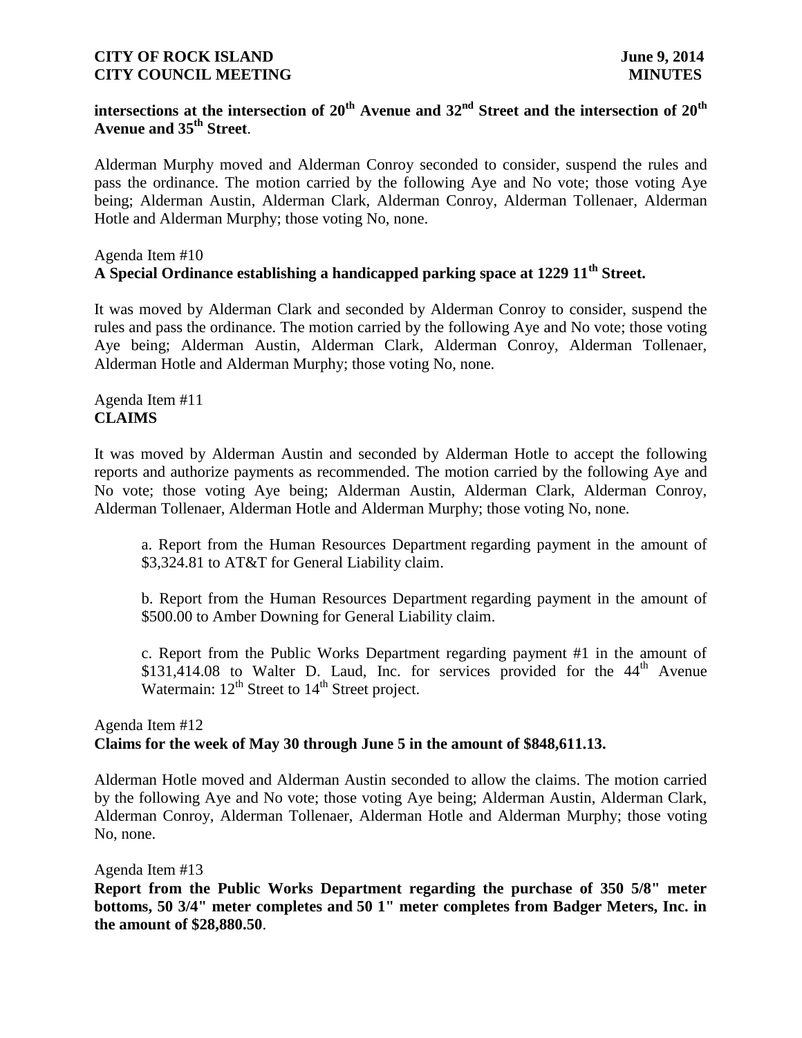**intersections at the intersection of 20th Avenue and 32nd Street and the intersection of 20th Avenue and 35th Street**.

Alderman Murphy moved and Alderman Conroy seconded to consider, suspend the rules and pass the ordinance. The motion carried by the following Aye and No vote; those voting Aye being; Alderman Austin, Alderman Clark, Alderman Conroy, Alderman Tollenaer, Alderman Hotle and Alderman Murphy; those voting No, none.

Agenda Item #10
**A Special Ordinance establishing a handicapped parking space at 1229 11th Street.**

It was moved by Alderman Clark and seconded by Alderman Conroy to consider, suspend the rules and pass the ordinance. The motion carried by the following Aye and No vote; those voting Aye being; Alderman Austin, Alderman Clark, Alderman Conroy, Alderman Tollenaer, Alderman Hotle and Alderman Murphy; those voting No, none.

Agenda Item #11
**CLAIMS**

It was moved by Alderman Austin and seconded by Alderman Hotle to accept the following reports and authorize payments as recommended. The motion carried by the following Aye and No vote; those voting Aye being; Alderman Austin, Alderman Clark, Alderman Conroy, Alderman Tollenaer, Alderman Hotle and Alderman Murphy; those voting No, none.

a. Report from the Human Resources Department regarding payment in the amount of $3,324.81 to AT&T for General Liability claim.

b. Report from the Human Resources Department regarding payment in the amount of $500.00 to Amber Downing for General Liability claim.

c. Report from the Public Works Department regarding payment #1 in the amount of $131,414.08 to Walter D. Laud, Inc. for services provided for the 44th Avenue Watermain: 12th Street to 14th Street project.

Agenda Item #12
**Claims for the week of May 30 through June 5 in the amount of $848,611.13.**

Alderman Hotle moved and Alderman Austin seconded to allow the claims. The motion carried by the following Aye and No vote; those voting Aye being; Alderman Austin, Alderman Clark, Alderman Conroy, Alderman Tollenaer, Alderman Hotle and Alderman Murphy; those voting No, none.

Agenda Item #13
**Report from the Public Works Department regarding the purchase of 350 5/8" meter bottoms, 50 3/4" meter completes and 50 1" meter completes from Badger Meters, Inc. in the amount of $28,880.50**.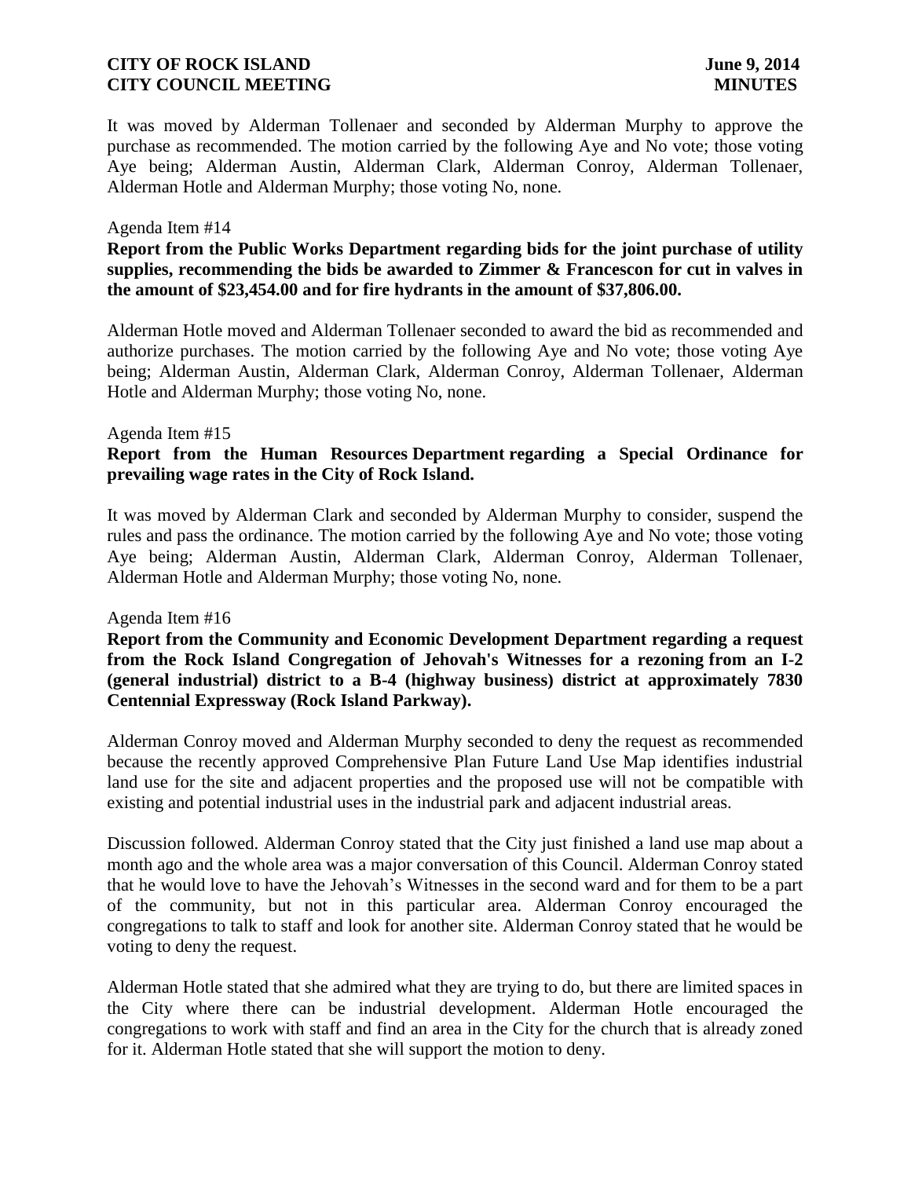It was moved by Alderman Tollenaer and seconded by Alderman Murphy to approve the purchase as recommended. The motion carried by the following Aye and No vote; those voting Aye being; Alderman Austin, Alderman Clark, Alderman Conroy, Alderman Tollenaer, Alderman Hotle and Alderman Murphy; those voting No, none.

Agenda Item #14

**Report from the Public Works Department regarding bids for the joint purchase of utility supplies, recommending the bids be awarded to Zimmer & Francescon for cut in valves in the amount of $23,454.00 and for fire hydrants in the amount of $37,806.00.**

Alderman Hotle moved and Alderman Tollenaer seconded to award the bid as recommended and authorize purchases. The motion carried by the following Aye and No vote; those voting Aye being; Alderman Austin, Alderman Clark, Alderman Conroy, Alderman Tollenaer, Alderman Hotle and Alderman Murphy; those voting No, none.

Agenda Item #15

**Report from the Human Resources Department regarding a Special Ordinance for prevailing wage rates in the City of Rock Island.**

It was moved by Alderman Clark and seconded by Alderman Murphy to consider, suspend the rules and pass the ordinance. The motion carried by the following Aye and No vote; those voting Aye being; Alderman Austin, Alderman Clark, Alderman Conroy, Alderman Tollenaer, Alderman Hotle and Alderman Murphy; those voting No, none.

Agenda Item #16

**Report from the Community and Economic Development Department regarding a request from the Rock Island Congregation of Jehovah's Witnesses for a rezoning from an I-2 (general industrial) district to a B-4 (highway business) district at approximately 7830 Centennial Expressway (Rock Island Parkway).**

Alderman Conroy moved and Alderman Murphy seconded to deny the request as recommended because the recently approved Comprehensive Plan Future Land Use Map identifies industrial land use for the site and adjacent properties and the proposed use will not be compatible with existing and potential industrial uses in the industrial park and adjacent industrial areas.

Discussion followed. Alderman Conroy stated that the City just finished a land use map about a month ago and the whole area was a major conversation of this Council. Alderman Conroy stated that he would love to have the Jehovah's Witnesses in the second ward and for them to be a part of the community, but not in this particular area. Alderman Conroy encouraged the congregations to talk to staff and look for another site. Alderman Conroy stated that he would be voting to deny the request.

Alderman Hotle stated that she admired what they are trying to do, but there are limited spaces in the City where there can be industrial development. Alderman Hotle encouraged the congregations to work with staff and find an area in the City for the church that is already zoned for it. Alderman Hotle stated that she will support the motion to deny.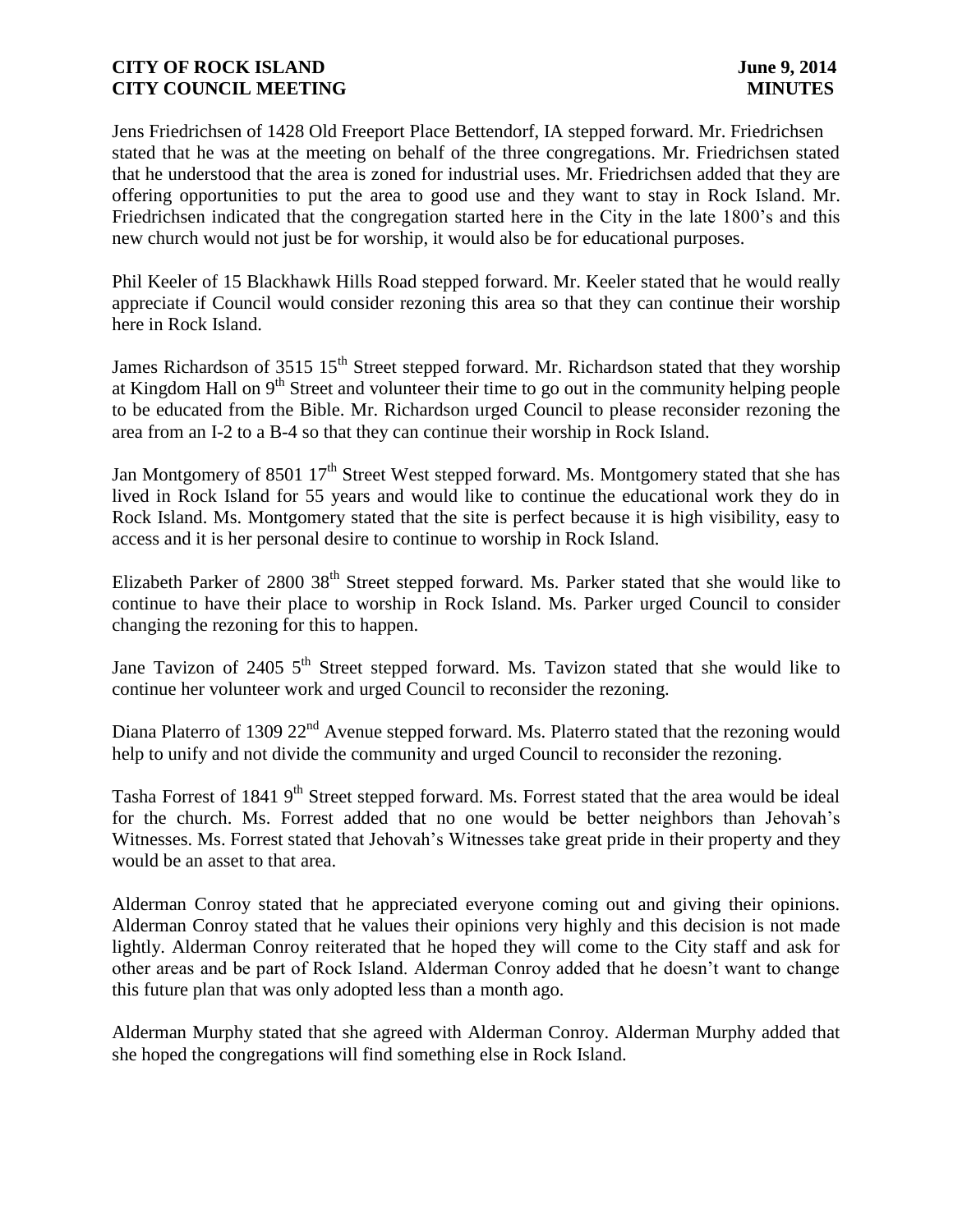Jens Friedrichsen of 1428 Old Freeport Place Bettendorf, IA stepped forward. Mr. Friedrichsen stated that he was at the meeting on behalf of the three congregations. Mr. Friedrichsen stated that he understood that the area is zoned for industrial uses. Mr. Friedrichsen added that they are offering opportunities to put the area to good use and they want to stay in Rock Island. Mr. Friedrichsen indicated that the congregation started here in the City in the late 1800's and this new church would not just be for worship, it would also be for educational purposes.

Phil Keeler of 15 Blackhawk Hills Road stepped forward. Mr. Keeler stated that he would really appreciate if Council would consider rezoning this area so that they can continue their worship here in Rock Island.

James Richardson of 3515 15th Street stepped forward. Mr. Richardson stated that they worship at Kingdom Hall on 9th Street and volunteer their time to go out in the community helping people to be educated from the Bible. Mr. Richardson urged Council to please reconsider rezoning the area from an I-2 to a B-4 so that they can continue their worship in Rock Island.

Jan Montgomery of 8501 17th Street West stepped forward. Ms. Montgomery stated that she has lived in Rock Island for 55 years and would like to continue the educational work they do in Rock Island. Ms. Montgomery stated that the site is perfect because it is high visibility, easy to access and it is her personal desire to continue to worship in Rock Island.

Elizabeth Parker of 2800 38th Street stepped forward. Ms. Parker stated that she would like to continue to have their place to worship in Rock Island. Ms. Parker urged Council to consider changing the rezoning for this to happen.

Jane Tavizon of 2405 5th Street stepped forward. Ms. Tavizon stated that she would like to continue her volunteer work and urged Council to reconsider the rezoning.

Diana Platerro of 1309 22nd Avenue stepped forward. Ms. Platerro stated that the rezoning would help to unify and not divide the community and urged Council to reconsider the rezoning.

Tasha Forrest of 1841 9th Street stepped forward. Ms. Forrest stated that the area would be ideal for the church. Ms. Forrest added that no one would be better neighbors than Jehovah's Witnesses. Ms. Forrest stated that Jehovah's Witnesses take great pride in their property and they would be an asset to that area.

Alderman Conroy stated that he appreciated everyone coming out and giving their opinions. Alderman Conroy stated that he values their opinions very highly and this decision is not made lightly. Alderman Conroy reiterated that he hoped they will come to the City staff and ask for other areas and be part of Rock Island. Alderman Conroy added that he doesn't want to change this future plan that was only adopted less than a month ago.

Alderman Murphy stated that she agreed with Alderman Conroy. Alderman Murphy added that she hoped the congregations will find something else in Rock Island.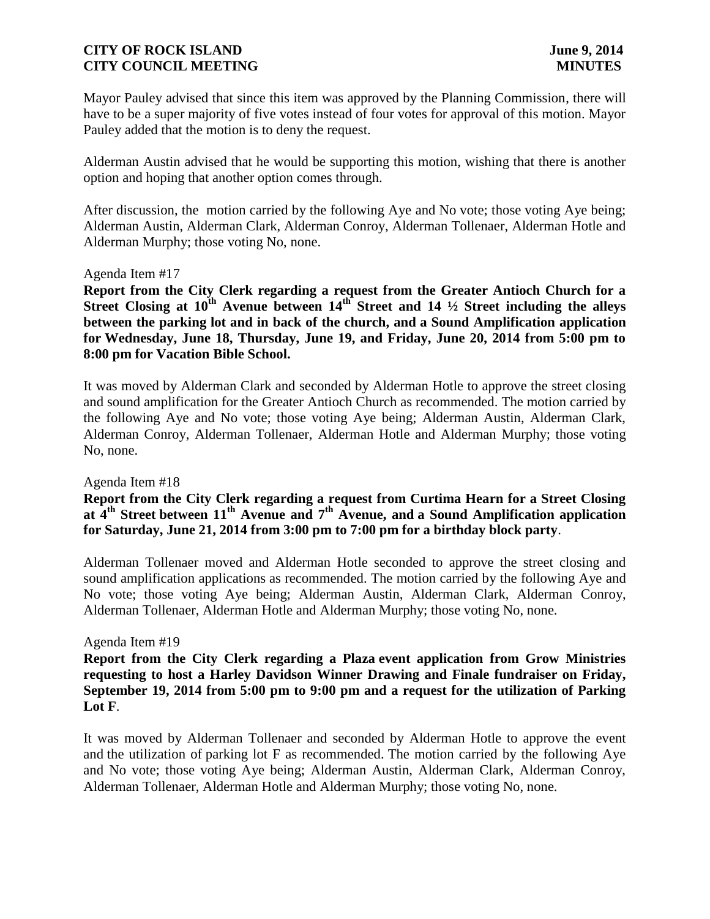Mayor Pauley advised that since this item was approved by the Planning Commission, there will have to be a super majority of five votes instead of four votes for approval of this motion. Mayor Pauley added that the motion is to deny the request.

Alderman Austin advised that he would be supporting this motion, wishing that there is another option and hoping that another option comes through.

After discussion, the motion carried by the following Aye and No vote; those voting Aye being; Alderman Austin, Alderman Clark, Alderman Conroy, Alderman Tollenaer, Alderman Hotle and Alderman Murphy; those voting No, none.

Agenda Item #17

**Report from the City Clerk regarding a request from the Greater Antioch Church for a Street Closing at 10th Avenue between 14th Street and 14 ½ Street including the alleys between the parking lot and in back of the church, and a Sound Amplification application for Wednesday, June 18, Thursday, June 19, and Friday, June 20, 2014 from 5:00 pm to 8:00 pm for Vacation Bible School.**

It was moved by Alderman Clark and seconded by Alderman Hotle to approve the street closing and sound amplification for the Greater Antioch Church as recommended. The motion carried by the following Aye and No vote; those voting Aye being; Alderman Austin, Alderman Clark, Alderman Conroy, Alderman Tollenaer, Alderman Hotle and Alderman Murphy; those voting No, none.

Agenda Item #18

**Report from the City Clerk regarding a request from Curtima Hearn for a Street Closing at 4th Street between 11th Avenue and 7th Avenue, and a Sound Amplification application for Saturday, June 21, 2014 from 3:00 pm to 7:00 pm for a birthday block party**.

Alderman Tollenaer moved and Alderman Hotle seconded to approve the street closing and sound amplification applications as recommended. The motion carried by the following Aye and No vote; those voting Aye being; Alderman Austin, Alderman Clark, Alderman Conroy, Alderman Tollenaer, Alderman Hotle and Alderman Murphy; those voting No, none.

Agenda Item #19

**Report from the City Clerk regarding a Plaza event application from Grow Ministries requesting to host a Harley Davidson Winner Drawing and Finale fundraiser on Friday, September 19, 2014 from 5:00 pm to 9:00 pm and a request for the utilization of Parking Lot F**.

It was moved by Alderman Tollenaer and seconded by Alderman Hotle to approve the event and the utilization of parking lot F as recommended. The motion carried by the following Aye and No vote; those voting Aye being; Alderman Austin, Alderman Clark, Alderman Conroy, Alderman Tollenaer, Alderman Hotle and Alderman Murphy; those voting No, none.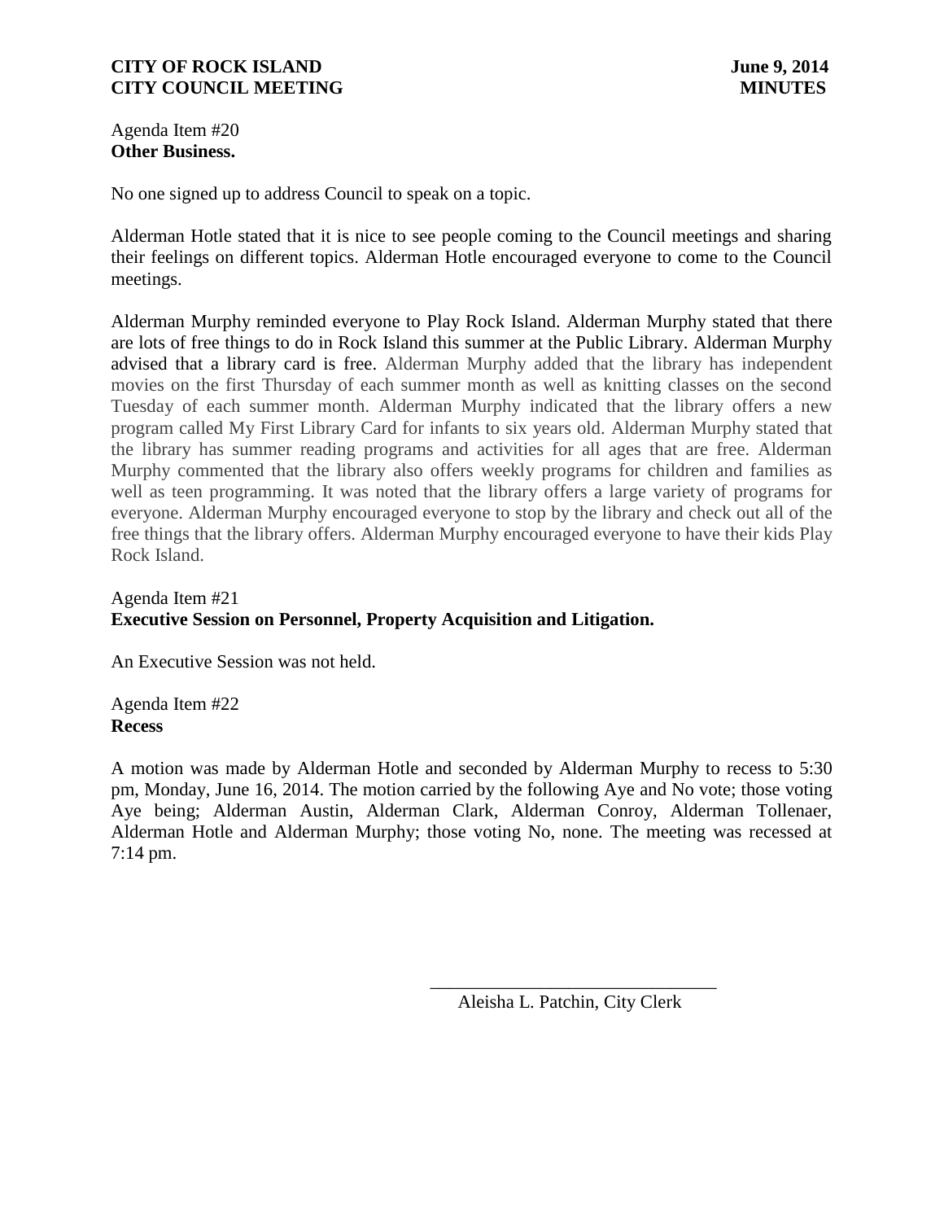Agenda Item #20
**Other Business.**

No one signed up to address Council to speak on a topic.

Alderman Hotle stated that it is nice to see people coming to the Council meetings and sharing their feelings on different topics. Alderman Hotle encouraged everyone to come to the Council meetings.

Alderman Murphy reminded everyone to Play Rock Island. Alderman Murphy stated that there are lots of free things to do in Rock Island this summer at the Public Library. Alderman Murphy advised that a library card is free. Alderman Murphy added that the library has independent movies on the first Thursday of each summer month as well as knitting classes on the second Tuesday of each summer month. Alderman Murphy indicated that the library offers a new program called My First Library Card for infants to six years old. Alderman Murphy stated that the library has summer reading programs and activities for all ages that are free. Alderman Murphy commented that the library also offers weekly programs for children and families as well as teen programming. It was noted that the library offers a large variety of programs for everyone. Alderman Murphy encouraged everyone to stop by the library and check out all of the free things that the library offers. Alderman Murphy encouraged everyone to have their kids Play Rock Island.

Agenda Item #21
**Executive Session on Personnel, Property Acquisition and Litigation.**

An Executive Session was not held.

Agenda Item #22
**Recess**

A motion was made by Alderman Hotle and seconded by Alderman Murphy to recess to 5:30 pm, Monday, June 16, 2014. The motion carried by the following Aye and No vote; those voting Aye being; Alderman Austin, Alderman Clark, Alderman Conroy, Alderman Tollenaer, Alderman Hotle and Alderman Murphy; those voting No, none. The meeting was recessed at 7:14 pm.

\_\_\_\_\_\_\_\_\_\_\_\_\_\_\_\_\_\_\_\_\_\_\_\_\_\_\_\_\_\_

Aleisha L. Patchin, City Clerk